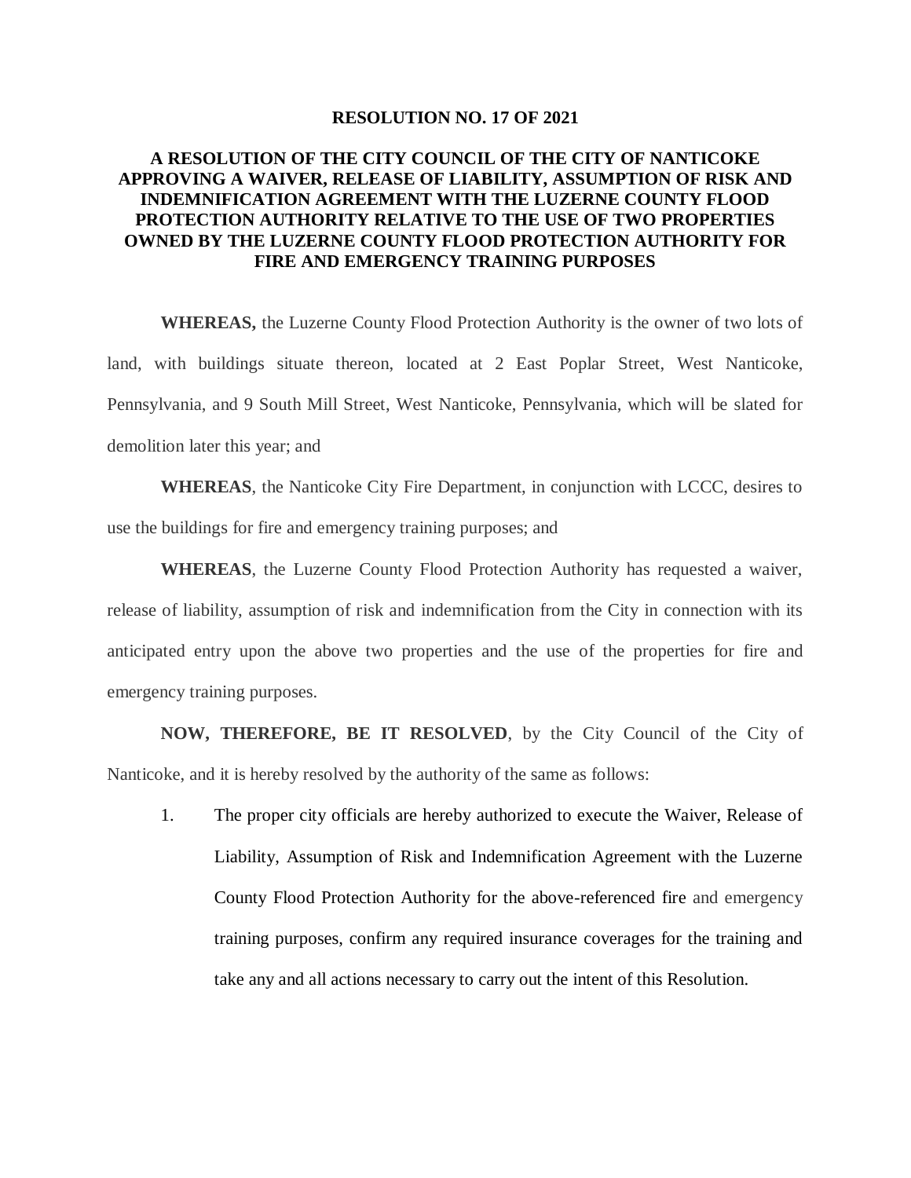**RESOLUTION NO. 17 OF 2021**

**A RESOLUTION OF THE CITY COUNCIL OF THE CITY OF NANTICOKE APPROVING A WAIVER, RELEASE OF LIABILITY, ASSUMPTION OF RISK AND INDEMNIFICATION AGREEMENT WITH THE LUZERNE COUNTY FLOOD PROTECTION AUTHORITY RELATIVE TO THE USE OF TWO PROPERTIES OWNED BY THE LUZERNE COUNTY FLOOD PROTECTION AUTHORITY FOR FIRE AND EMERGENCY TRAINING PURPOSES**

**WHEREAS,** the Luzerne County Flood Protection Authority is the owner of two lots of land, with buildings situate thereon, located at 2 East Poplar Street, West Nanticoke, Pennsylvania, and 9 South Mill Street, West Nanticoke, Pennsylvania, which will be slated for demolition later this year; and

**WHEREAS**, the Nanticoke City Fire Department, in conjunction with LCCC, desires to use the buildings for fire and emergency training purposes; and

**WHEREAS**, the Luzerne County Flood Protection Authority has requested a waiver, release of liability, assumption of risk and indemnification from the City in connection with its anticipated entry upon the above two properties and the use of the properties for fire and emergency training purposes.

**NOW, THEREFORE, BE IT RESOLVED**, by the City Council of the City of Nanticoke, and it is hereby resolved by the authority of the same as follows:

1. The proper city officials are hereby authorized to execute the Waiver, Release of Liability, Assumption of Risk and Indemnification Agreement with the Luzerne County Flood Protection Authority for the above-referenced fire and emergency training purposes, confirm any required insurance coverages for the training and take any and all actions necessary to carry out the intent of this Resolution.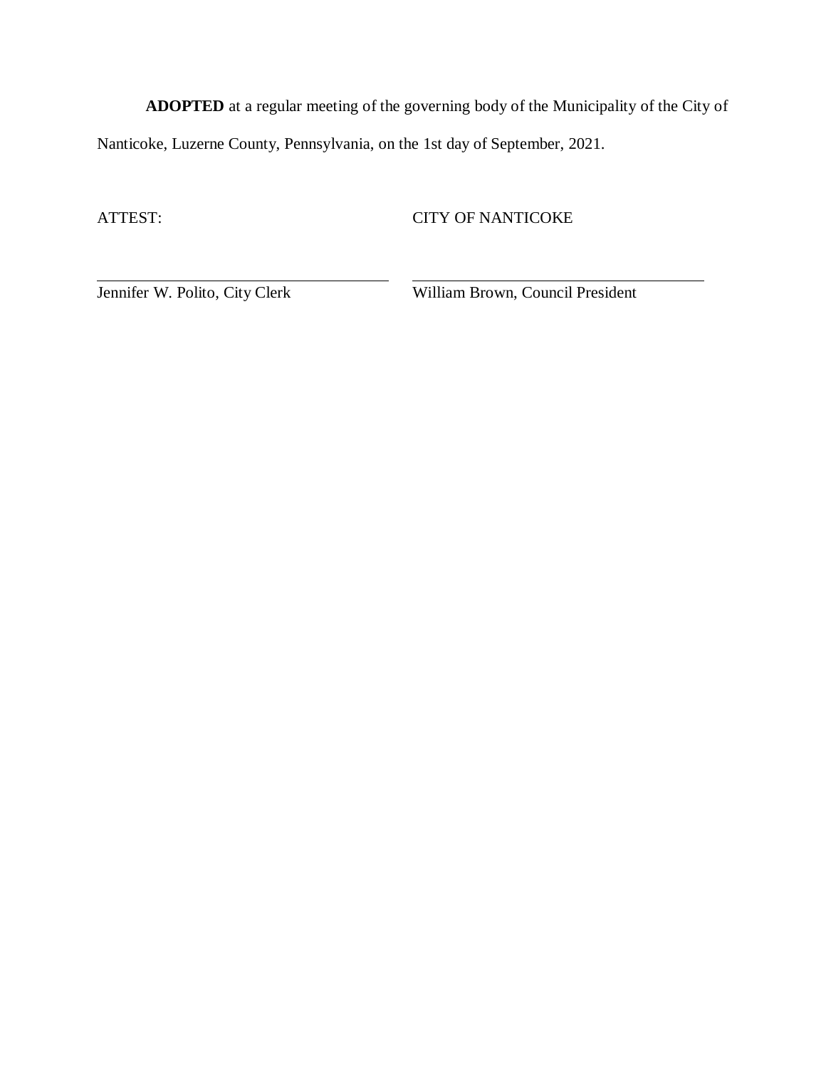**ADOPTED** at a regular meeting of the governing body of the Municipality of the City of Nanticoke, Luzerne County, Pennsylvania, on the 1st day of September, 2021.

| ATTEST: | CITY OF NANTICOKE |
| --- | --- |
| ______________________________ | ______________________________ |
| Jennifer W. Polito, City Clerk | William Brown, Council President |